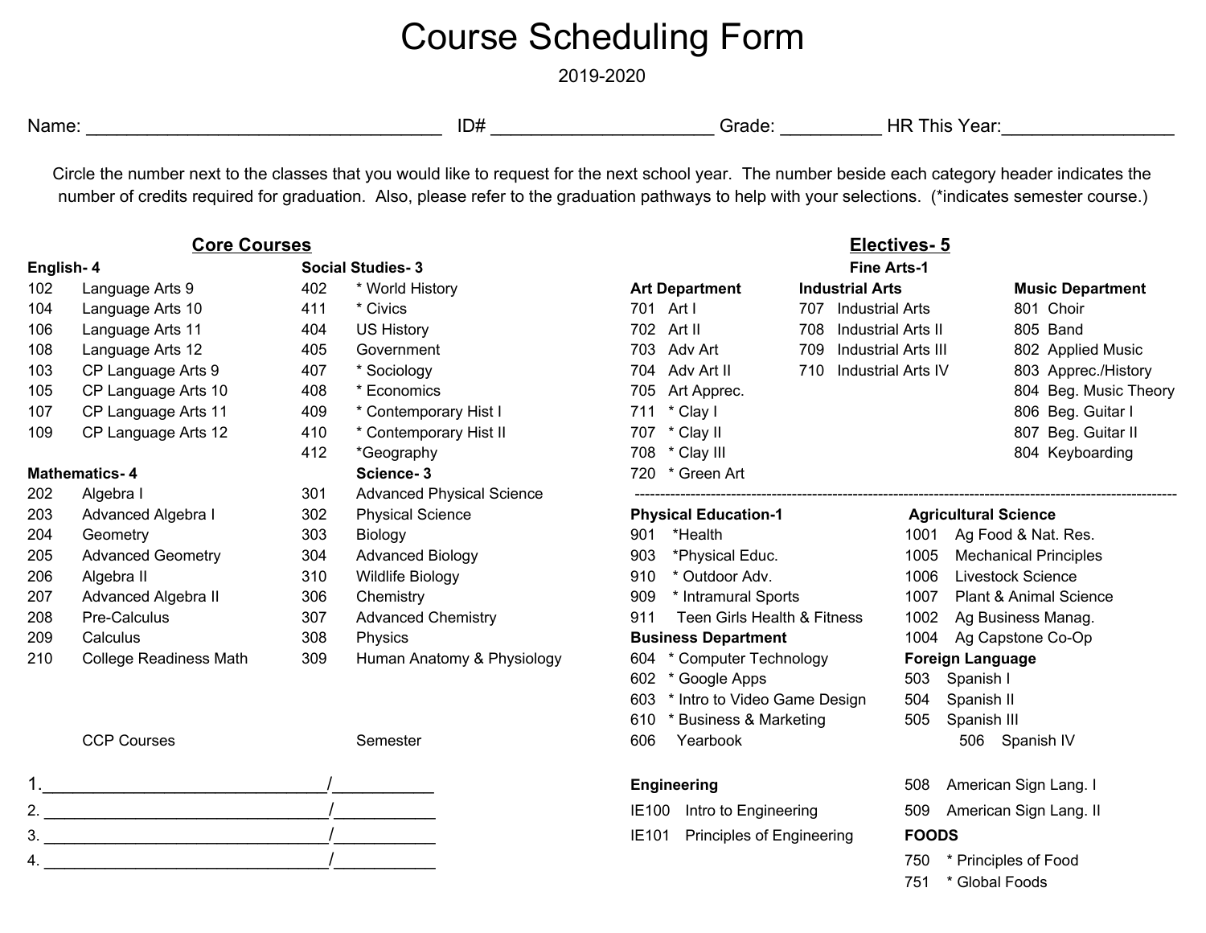# Course Scheduling Form

2019-2020

Name: ____________________________________ ID# ______________________ Grade: __________ HR This Year:_________________

Circle the number next to the classes that you would like to request for the next school year. The number beside each category header indicates the number of credits required for graduation. Also, please refer to the graduation pathways to help with your selections. (*indicates semester course.)

## Core Courses

### English- 4

102 Language Arts 9
104 Language Arts 10
106 Language Arts 11
108 Language Arts 12
103 CP Language Arts 9
105 CP Language Arts 10
107 CP Language Arts 11
109 CP Language Arts 12

### Social Studies- 3

402 * World History
411 * Civics
404 US History
405 Government
407 * Sociology
408 * Economics
409 * Contemporary Hist I
410 * Contemporary Hist II
412 *Geography

### Mathematics- 4

202 Algebra I
203 Advanced Algebra I
204 Geometry
205 Advanced Geometry
206 Algebra II
207 Advanced Algebra II
208 Pre-Calculus
209 Calculus
210 College Readiness Math

### Science- 3

301 Advanced Physical Science
302 Physical Science
303 Biology
304 Advanced Biology
310 Wildlife Biology
306 Chemistry
307 Advanced Chemistry
308 Physics
309 Human Anatomy & Physiology

| CCP Courses | Semester |
|---|---|
| 1.________________________________ | /___________ |
| 2. ________________________________ | /___________ |
| 3. ________________________________ | /___________ |
| 4. ________________________________ | /___________ |

## Electives- 5

### Fine Arts-1

**Art Department**

701 Art I
702 Art II
703 Adv Art
704 Adv Art II
705 Art Apprec.
711 * Clay I
707 * Clay II
708 * Clay III
720 * Green Art

**Industrial Arts**

707 Industrial Arts
708 Industrial Arts II
709 Industrial Arts III
710 Industrial Arts IV

**Music Department**

801 Choir
805 Band
802 Applied Music
803 Apprec./History
804 Beg. Music Theory
806 Beg. Guitar I
807 Beg. Guitar II
804 Keyboarding

---

### Physical Education-1

901 *Health
903 *Physical Educ.
910 * Outdoor Adv.
909 * Intramural Sports
911 Teen Girls Health & Fitness

### Business Department

604 * Computer Technology
602 * Google Apps
603 * Intro to Video Game Design
610 * Business & Marketing
606 Yearbook

### Engineering

IE100 Intro to Engineering
IE101 Principles of Engineering

### Agricultural Science

1001 Ag Food & Nat. Res.
1005 Mechanical Principles
1006 Livestock Science
1007 Plant & Animal Science
1002 Ag Business Manag.
1004 Ag Capstone Co-Op

### Foreign Language

503 Spanish I
504 Spanish II
505 Spanish III
506 Spanish IV
508 American Sign Lang. I
509 American Sign Lang. II

### FOODS

750 * Principles of Food
751 * Global Foods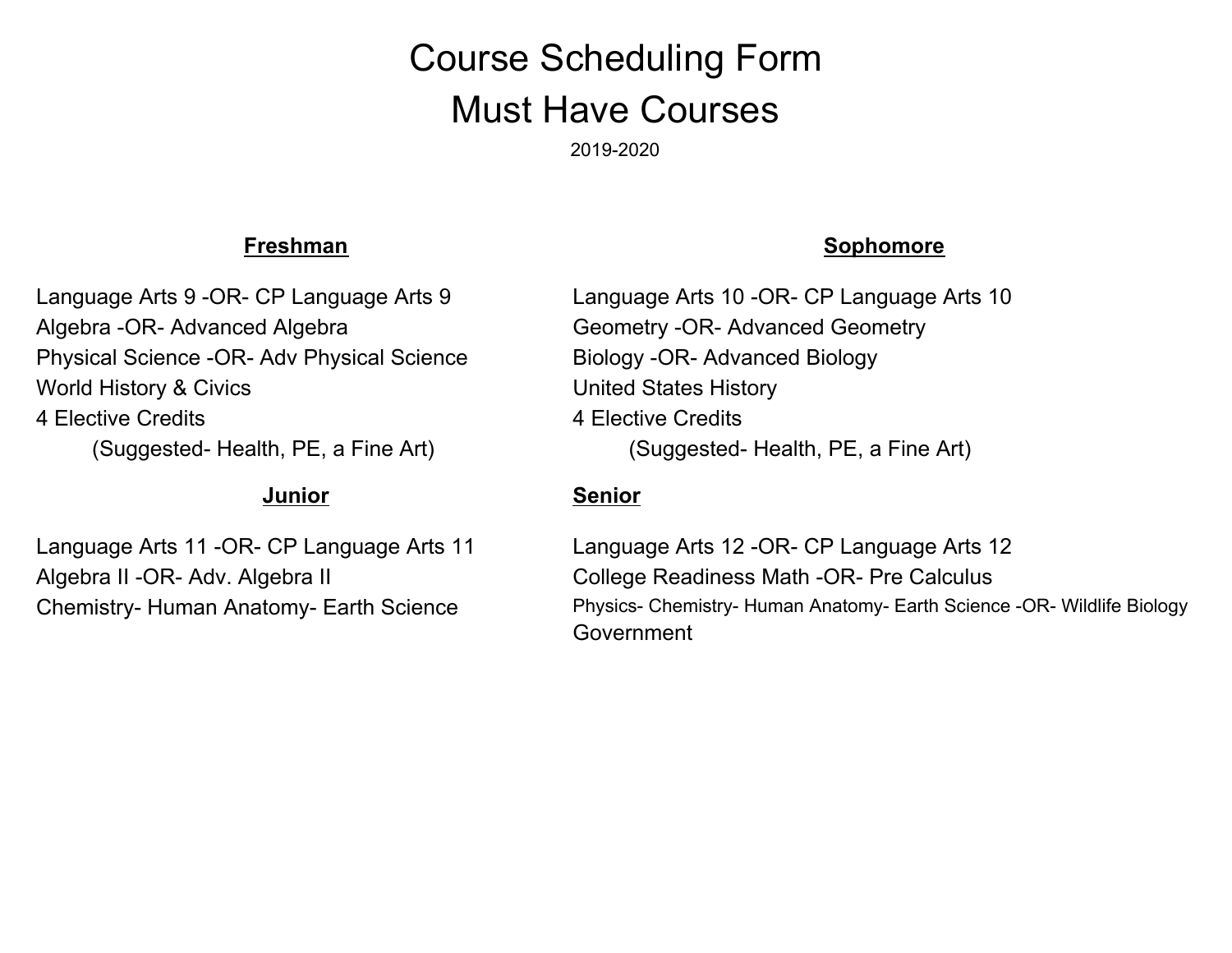# Course Scheduling Form

# Must Have Courses

2019-2020

### Freshman

Language Arts 9 -OR- CP Language Arts 9
Algebra -OR- Advanced Algebra
Physical Science -OR- Adv Physical Science
World History & Civics
4 Elective Credits
(Suggested- Health, PE, a Fine Art)

### Sophomore

Language Arts 10 -OR- CP Language Arts 10
Geometry -OR- Advanced Geometry
Biology -OR- Advanced Biology
United States History
4 Elective Credits
(Suggested- Health, PE, a Fine Art)

### Junior

Language Arts 11 -OR- CP Language Arts 11
Algebra II -OR- Adv. Algebra II
Chemistry- Human Anatomy- Earth Science

### Senior

Language Arts 12 -OR- CP Language Arts 12
College Readiness Math -OR- Pre Calculus
Physics- Chemistry- Human Anatomy- Earth Science -OR- Wildlife Biology
Government